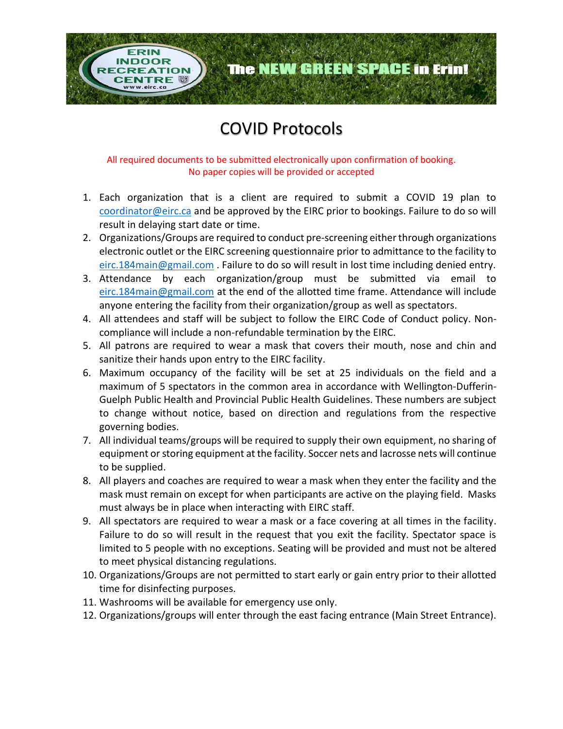ERIN INDOOR RECREATION CENTRE www.eirc.ca

The NEW GREEN SPACE in Erin!

# COVID Protocols

All required documents to be submitted electronically upon confirmation of booking.
No paper copies will be provided or accepted

1. Each organization that is a client are required to submit a COVID 19 plan to coordinator@eirc.ca and be approved by the EIRC prior to bookings. Failure to do so will result in delaying start date or time.
2. Organizations/Groups are required to conduct pre-screening either through organizations electronic outlet or the EIRC screening questionnaire prior to admittance to the facility to eirc.184main@gmail.com . Failure to do so will result in lost time including denied entry.
3. Attendance by each organization/group must be submitted via email to eirc.184main@gmail.com at the end of the allotted time frame. Attendance will include anyone entering the facility from their organization/group as well as spectators.
4. All attendees and staff will be subject to follow the EIRC Code of Conduct policy. Non-compliance will include a non-refundable termination by the EIRC.
5. All patrons are required to wear a mask that covers their mouth, nose and chin and sanitize their hands upon entry to the EIRC facility.
6. Maximum occupancy of the facility will be set at 25 individuals on the field and a maximum of 5 spectators in the common area in accordance with Wellington-Dufferin-Guelph Public Health and Provincial Public Health Guidelines. These numbers are subject to change without notice, based on direction and regulations from the respective governing bodies.
7. All individual teams/groups will be required to supply their own equipment, no sharing of equipment or storing equipment at the facility. Soccer nets and lacrosse nets will continue to be supplied.
8. All players and coaches are required to wear a mask when they enter the facility and the mask must remain on except for when participants are active on the playing field. Masks must always be in place when interacting with EIRC staff.
9. All spectators are required to wear a mask or a face covering at all times in the facility. Failure to do so will result in the request that you exit the facility. Spectator space is limited to 5 people with no exceptions. Seating will be provided and must not be altered to meet physical distancing regulations.
10. Organizations/Groups are not permitted to start early or gain entry prior to their allotted time for disinfecting purposes.
11. Washrooms will be available for emergency use only.
12. Organizations/groups will enter through the east facing entrance (Main Street Entrance).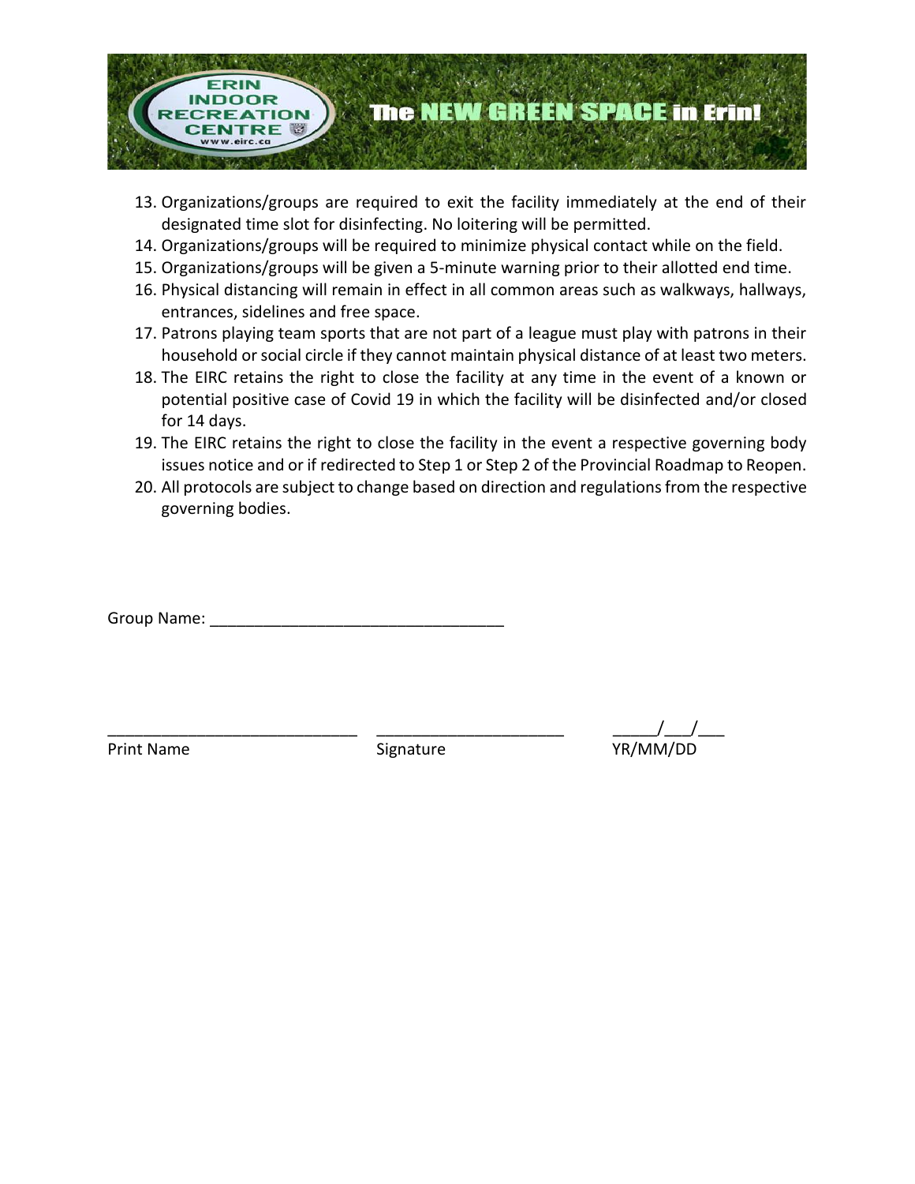13. Organizations/groups are required to exit the facility immediately at the end of their designated time slot for disinfecting. No loitering will be permitted.
14. Organizations/groups will be required to minimize physical contact while on the field.
15. Organizations/groups will be given a 5-minute warning prior to their allotted end time.
16. Physical distancing will remain in effect in all common areas such as walkways, hallways, entrances, sidelines and free space.
17. Patrons playing team sports that are not part of a league must play with patrons in their household or social circle if they cannot maintain physical distance of at least two meters.
18. The EIRC retains the right to close the facility at any time in the event of a known or potential positive case of Covid 19 in which the facility will be disinfected and/or closed for 14 days.
19. The EIRC retains the right to close the facility in the event a respective governing body issues notice and or if redirected to Step 1 or Step 2 of the Provincial Roadmap to Reopen.
20. All protocols are subject to change based on direction and regulations from the respective governing bodies.

Group Name: _________________________________

____________________________ ______________________ _____/___/___

Print Name Signature YR/MM/DD